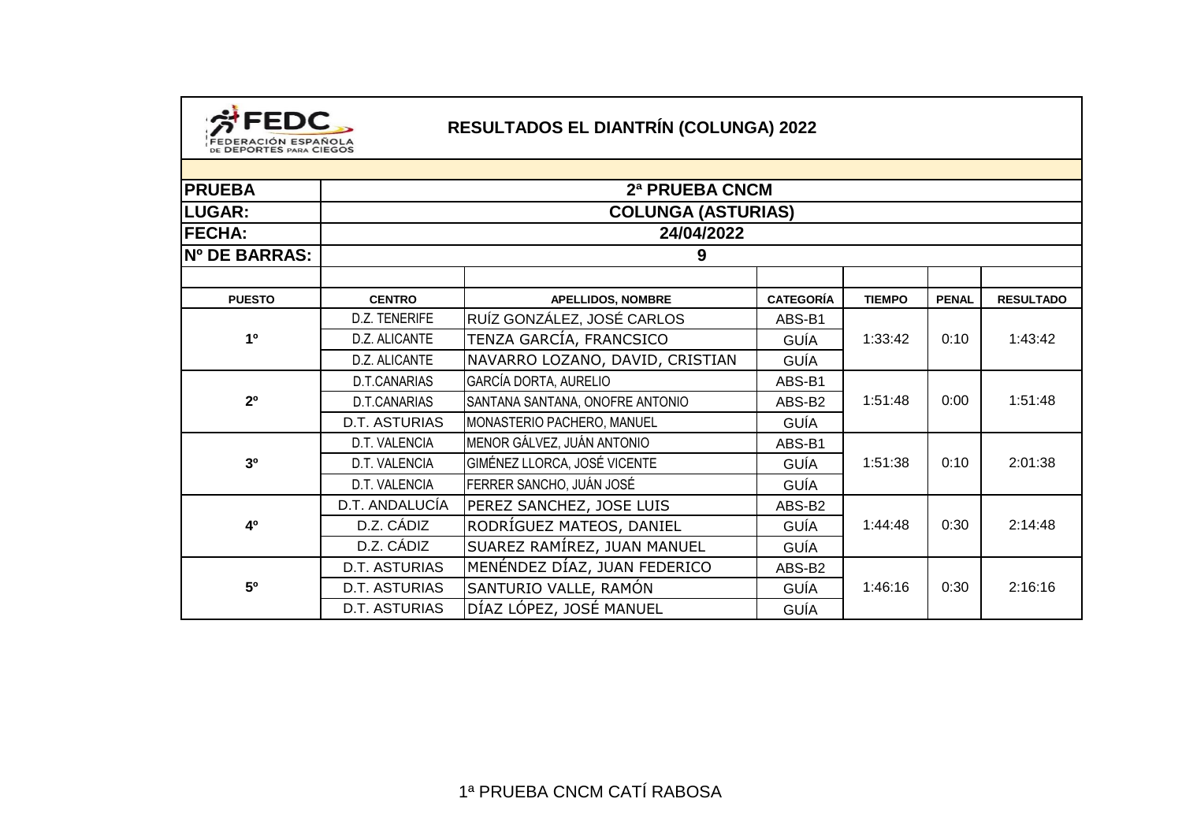FEDC FEDERACIÓN ESPAÑOLA DE DEPORTES PARA CIEGOS

# RESULTADOS EL DIANTRÍN (COLUNGA) 2022

| | |
|---|---|
| **PRUEBA** | **2ª PRUEBA CNCM** |
| **LUGAR:** | **COLUNGA (ASTURIAS)** |
| **FECHA:** | **24/04/2022** |
| **Nº DE BARRAS:** | **9** |

| PUESTO | CENTRO | APELLIDOS, NOMBRE | CATEGORÍA | TIEMPO | PENAL | RESULTADO |
|---|---|---|---|---|---|---|
| 1º | D.Z. TENERIFE | RUÍZ GONZÁLEZ, JOSÉ CARLOS | ABS-B1 | 1:33:42 | 0:10 | 1:43:42 |
| | D.Z. ALICANTE | TENZA GARCÍA, FRANCSICO | GUÍA | | | |
| | D.Z. ALICANTE | NAVARRO LOZANO, DAVID, CRISTIAN | GUÍA | | | |
| 2º | D.T.CANARIAS | GARCÍA DORTA, AURELIO | ABS-B1 | 1:51:48 | 0:00 | 1:51:48 |
| | D.T.CANARIAS | SANTANA SANTANA, ONOFRE ANTONIO | ABS-B2 | | | |
| | D.T. ASTURIAS | MONASTERIO PACHERO, MANUEL | GUÍA | | | |
| 3º | D.T. VALENCIA | MENOR GÁLVEZ, JUÁN ANTONIO | ABS-B1 | 1:51:38 | 0:10 | 2:01:38 |
| | D.T. VALENCIA | GIMÉNEZ LLORCA, JOSÉ VICENTE | GUÍA | | | |
| | D.T. VALENCIA | FERRER SANCHO, JUÁN JOSÉ | GUÍA | | | |
| 4º | D.T. ANDALUCÍA | PEREZ SANCHEZ, JOSE LUIS | ABS-B2 | 1:44:48 | 0:30 | 2:14:48 |
| | D.Z. CÁDIZ | RODRÍGUEZ MATEOS, DANIEL | GUÍA | | | |
| | D.Z. CÁDIZ | SUAREZ RAMÍREZ, JUAN MANUEL | GUÍA | | | |
| 5º | D.T. ASTURIAS | MENÉNDEZ DÍAZ, JUAN FEDERICO | ABS-B2 | 1:46:16 | 0:30 | 2:16:16 |
| | D.T. ASTURIAS | SANTURIO VALLE, RAMÓN | GUÍA | | | |
| | D.T. ASTURIAS | DÍAZ LÓPEZ, JOSÉ MANUEL | GUÍA | | | |

1ª PRUEBA CNCM CATÍ RABOSA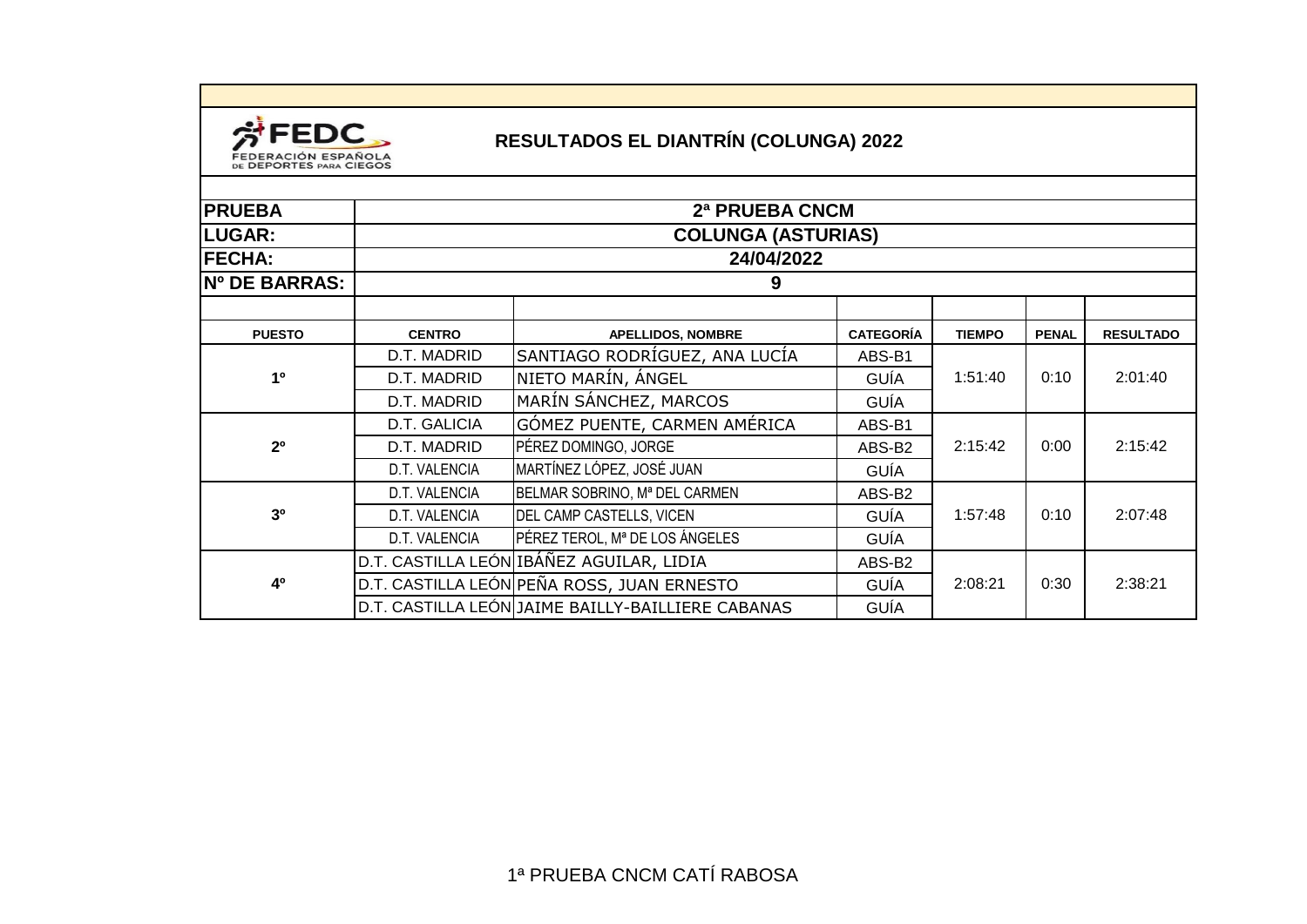FEDC FEDERACIÓN ESPAÑOLA DE DEPORTES PARA CIEGOS

## RESULTADOS EL DIANTRÍN (COLUNGA) 2022

| | |
|---|---|
| **PRUEBA** | **2ª PRUEBA CNCM** |
| **LUGAR:** | **COLUNGA (ASTURIAS)** |
| **FECHA:** | **24/04/2022** |
| **Nº DE BARRAS:** | **9** |

| PUESTO | CENTRO | APELLIDOS, NOMBRE | CATEGORÍA | TIEMPO | PENAL | RESULTADO |
|---|---|---|---|---|---|---|
| 1º | D.T. MADRID | SANTIAGO RODRÍGUEZ, ANA LUCÍA | ABS-B1 | 1:51:40 | 0:10 | 2:01:40 |
| | D.T. MADRID | NIETO MARÍN, ÁNGEL | GUÍA | | | |
| | D.T. MADRID | MARÍN SÁNCHEZ, MARCOS | GUÍA | | | |
| 2º | D.T. GALICIA | GÓMEZ PUENTE, CARMEN AMÉRICA | ABS-B1 | 2:15:42 | 0:00 | 2:15:42 |
| | D.T. MADRID | PÉREZ DOMINGO, JORGE | ABS-B2 | | | |
| | D.T. VALENCIA | MARTÍNEZ LÓPEZ, JOSÉ JUAN | GUÍA | | | |
| 3º | D.T. VALENCIA | BELMAR SOBRINO, Mª DEL CARMEN | ABS-B2 | 1:57:48 | 0:10 | 2:07:48 |
| | D.T. VALENCIA | DEL CAMP CASTELLS, VICEN | GUÍA | | | |
| | D.T. VALENCIA | PÉREZ TEROL, Mª DE LOS ÁNGELES | GUÍA | | | |
| 4º | D.T. CASTILLA LEÓN | IBÁÑEZ AGUILAR, LIDIA | ABS-B2 | 2:08:21 | 0:30 | 2:38:21 |
| | D.T. CASTILLA LEÓN | PEÑA ROSS, JUAN ERNESTO | GUÍA | | | |
| | D.T. CASTILLA LEÓN | JAIME BAILLY-BAILLIERE CABANAS | GUÍA | | | |

1ª PRUEBA CNCM CATÍ RABOSA